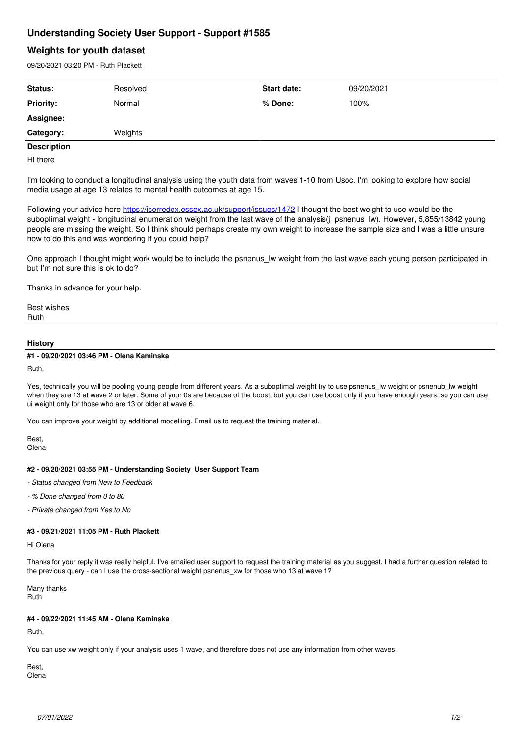# Understanding Society User Support - Support #1585

## Weights for youth dataset

09/20/2021 03:20 PM - Ruth Plackett

| Status: | Resolved | Start date: | 09/20/2021 |
|---|---|---|---|
| Priority: | Normal | % Done: | 100% |
| Assignee: | | | |
| Category: | Weights | | |

**Description**

Hi there

I'm looking to conduct a longitudinal analysis using the youth data from waves 1-10 from Usoc. I'm looking to explore how social media usage at age 13 relates to mental health outcomes at age 15.

Following your advice here https://iserredex.essex.ac.uk/support/issues/1472 I thought the best weight to use would be the suboptimal weight - longitudinal enumeration weight from the last wave of the analysis(j_psnenus_lw). However, 5,855/13842 young people are missing the weight. So I think should perhaps create my own weight to increase the sample size and I was a little unsure how to do this and was wondering if you could help?

One approach I thought might work would be to include the psnenus_lw weight from the last wave each young person participated in but I'm not sure this is ok to do?

Thanks in advance for your help.

Best wishes
Ruth

## History

### #1 - 09/20/2021 03:46 PM - Olena Kaminska

Ruth,

Yes, technically you will be pooling young people from different years. As a suboptimal weight try to use psnenus_lw weight or psnenub_lw weight when they are 13 at wave 2 or later. Some of your 0s are because of the boost, but you can use boost only if you have enough years, so you can use ui weight only for those who are 13 or older at wave 6.

You can improve your weight by additional modelling. Email us to request the training material.

Best,
Olena

### #2 - 09/20/2021 03:55 PM - Understanding Society User Support Team

- *Status changed from New to Feedback*
- *% Done changed from 0 to 80*
- *Private changed from Yes to No*

### #3 - 09/21/2021 11:05 PM - Ruth Plackett

Hi Olena

Thanks for your reply it was really helpful. I've emailed user support to request the training material as you suggest. I had a further question related to the previous query - can I use the cross-sectional weight psnenus_xw for those who 13 at wave 1?

Many thanks
Ruth

### #4 - 09/22/2021 11:45 AM - Olena Kaminska

Ruth,

You can use xw weight only if your analysis uses 1 wave, and therefore does not use any information from other waves.

Best,
Olena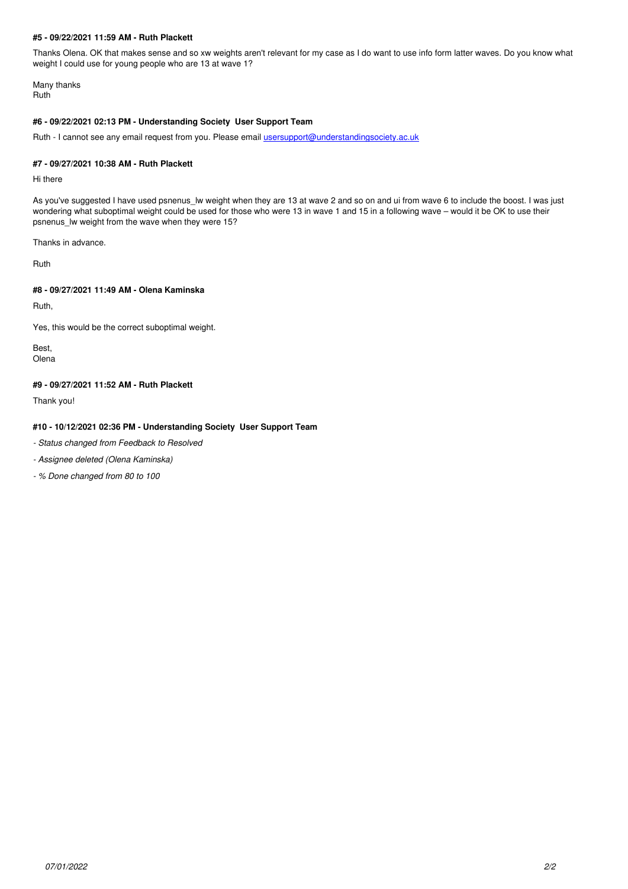#### #5 - 09/22/2021 11:59 AM - Ruth Plackett

Thanks Olena. OK that makes sense and so xw weights aren't relevant for my case as I do want to use info form latter waves. Do you know what weight I could use for young people who are 13 at wave 1?

Many thanks
Ruth

#### #6 - 09/22/2021 02:13 PM - Understanding Society User Support Team

Ruth - I cannot see any email request from you. Please email usersupport@understandingsociety.ac.uk

#### #7 - 09/27/2021 10:38 AM - Ruth Plackett

Hi there

As you've suggested I have used psnenus_lw weight when they are 13 at wave 2 and so on and ui from wave 6 to include the boost. I was just wondering what suboptimal weight could be used for those who were 13 in wave 1 and 15 in a following wave – would it be OK to use their psnenus_lw weight from the wave when they were 15?

Thanks in advance.

Ruth

#### #8 - 09/27/2021 11:49 AM - Olena Kaminska

Ruth,

Yes, this would be the correct suboptimal weight.

Best,
Olena

#### #9 - 09/27/2021 11:52 AM - Ruth Plackett

Thank you!

#### #10 - 10/12/2021 02:36 PM - Understanding Society User Support Team

- *Status changed from Feedback to Resolved*
- *Assignee deleted (Olena Kaminska)*
- *% Done changed from 80 to 100*